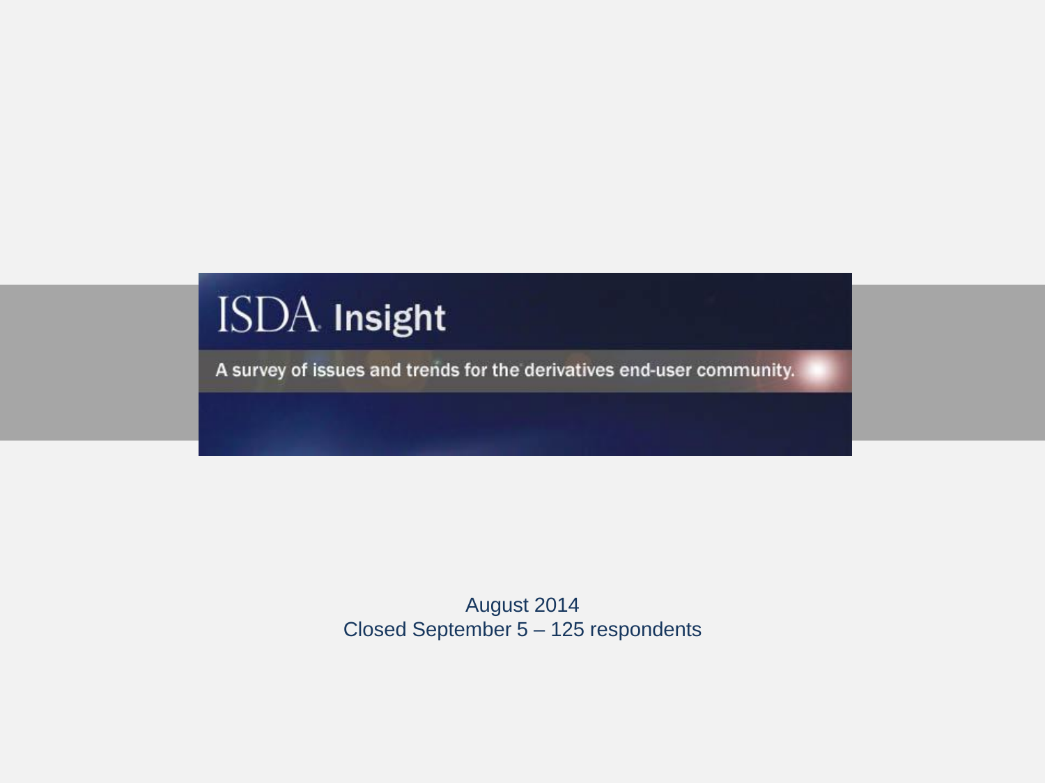# ISDA Insight

A survey of issues and trends for the derivatives end-user community.

August 2014
Closed September 5 – 125 respondents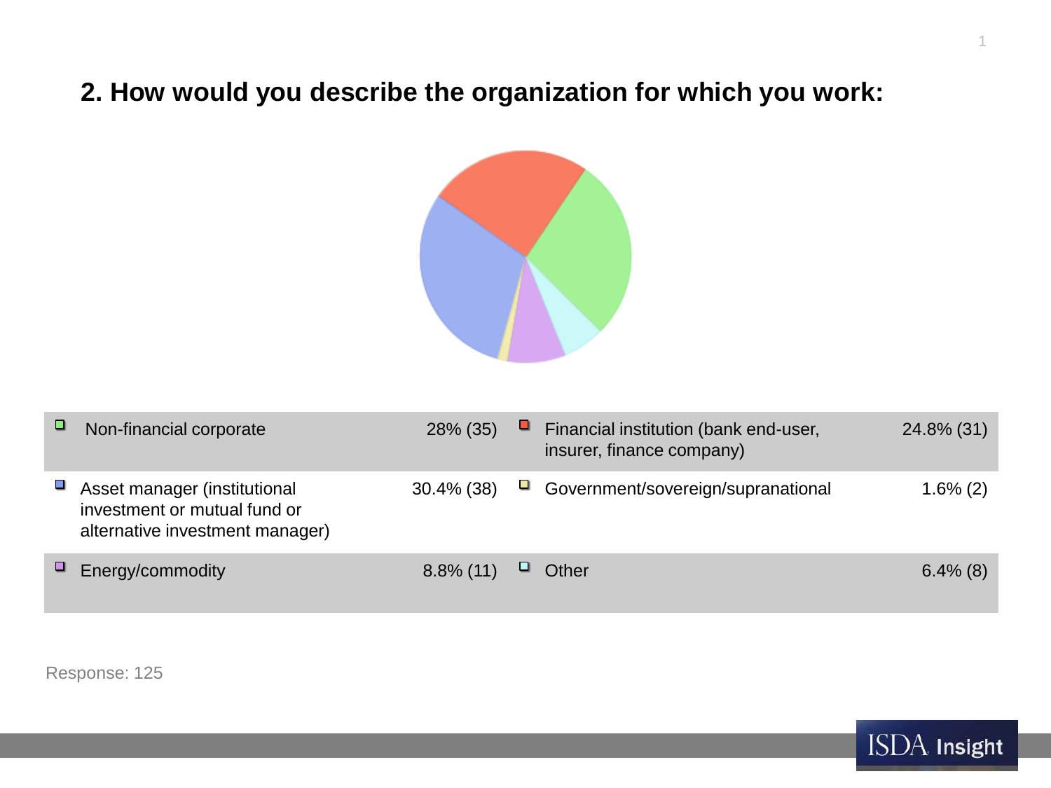## 2. How would you describe the organization for which you work:

| Category | Result | Category | Result |
|---|---|---|---|
| Non-financial corporate | 28% (35) | Financial institution (bank end-user, insurer, finance company) | 24.8% (31) |
| Asset manager (institutional investment or mutual fund or alternative investment manager) | 30.4% (38) | Government/sovereign/supranational | 1.6% (2) |
| Energy/commodity | 8.8% (11) | Other | 6.4% (8) |

Response: 125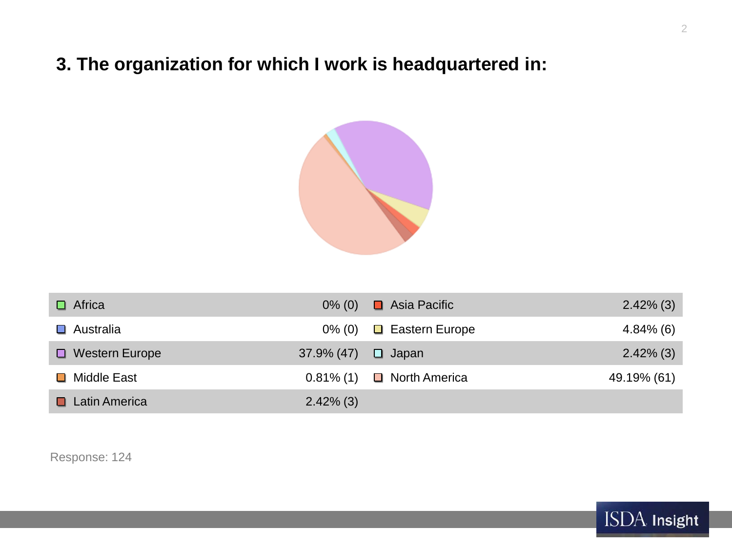## 3. The organization for which I work is headquartered in:

| Region | Response | Region | Response |
|---|---|---|---|
| Africa | 0% (0) | Asia Pacific | 2.42% (3) |
| Australia | 0% (0) | Eastern Europe | 4.84% (6) |
| Western Europe | 37.9% (47) | Japan | 2.42% (3) |
| Middle East | 0.81% (1) | North America | 49.19% (61) |
| Latin America | 2.42% (3) | | |

Response: 124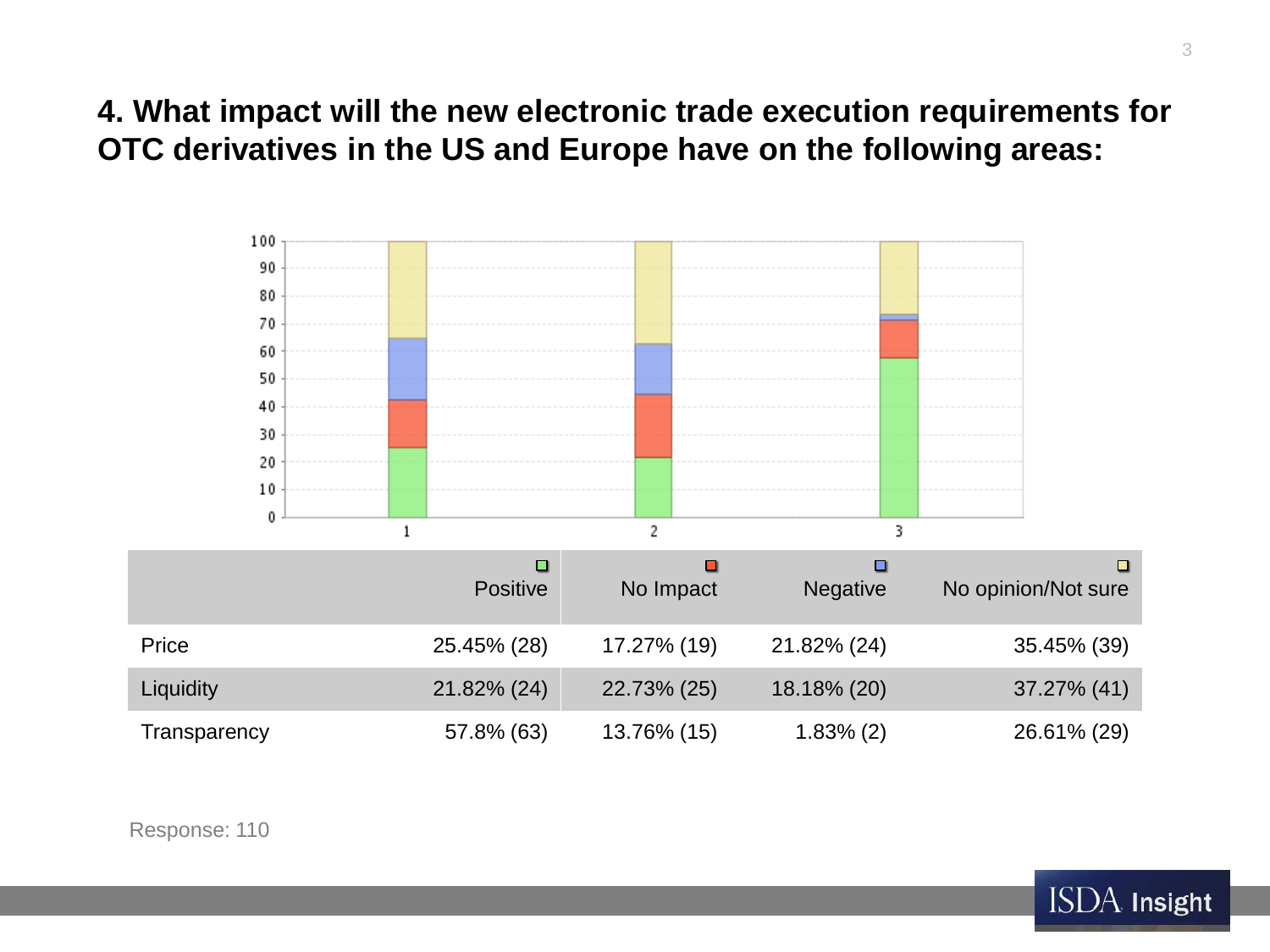## 4. What impact will the new electronic trade execution requirements for OTC derivatives in the US and Europe have on the following areas:

| | Positive | No Impact | Negative | No opinion/Not sure |
|---|---|---|---|---|
| Price | 25.45% (28) | 17.27% (19) | 21.82% (24) | 35.45% (39) |
| Liquidity | 21.82% (24) | 22.73% (25) | 18.18% (20) | 37.27% (41) |
| Transparency | 57.8% (63) | 13.76% (15) | 1.83% (2) | 26.61% (29) |

Response: 110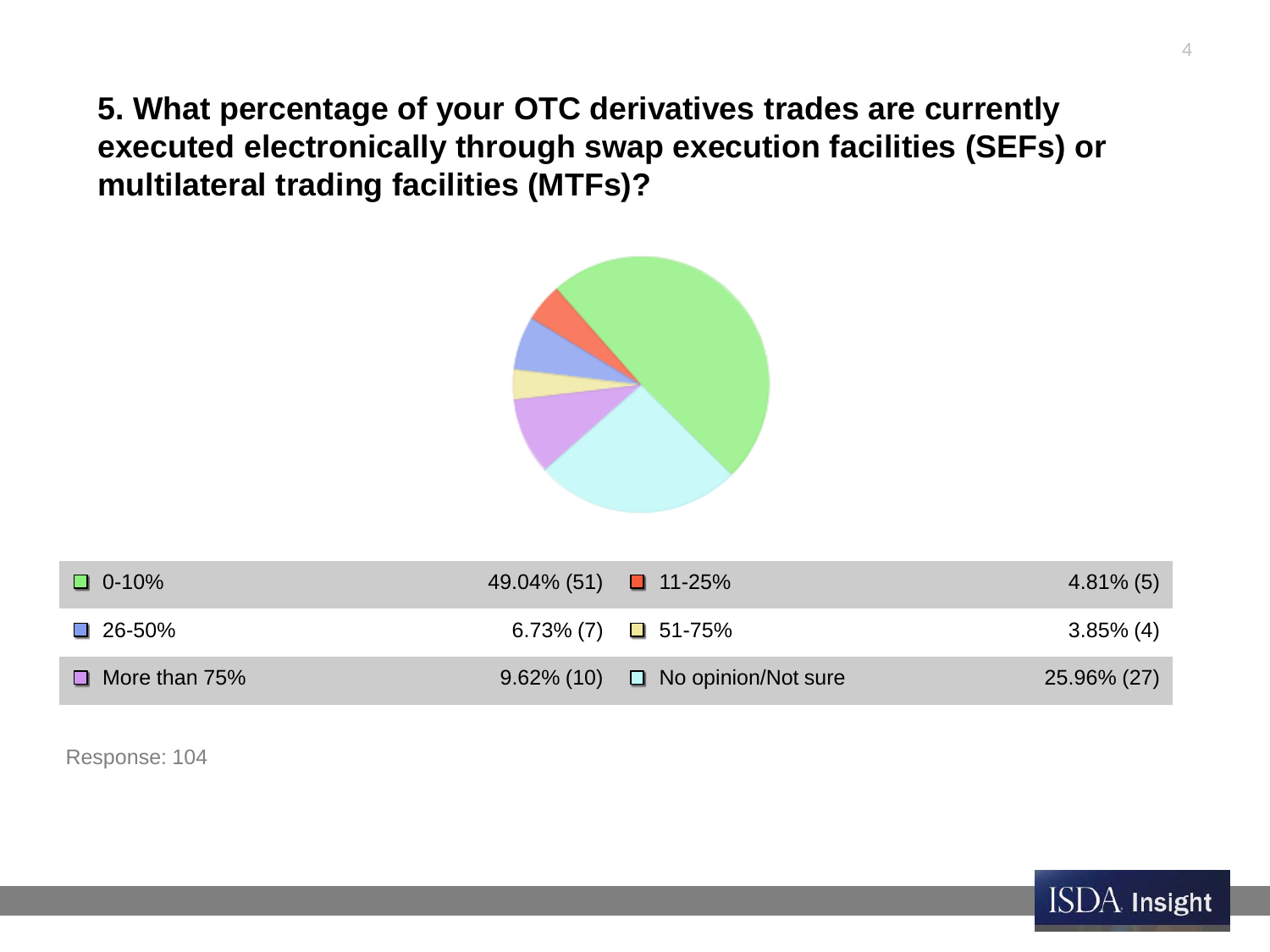## 5. What percentage of your OTC derivatives trades are currently executed electronically through swap execution facilities (SEFs) or multilateral trading facilities (MTFs)?

| Response | Percentage (Count) | Response | Percentage (Count) |
| --- | --- | --- | --- |
| 0-10% | 49.04% (51) | 11-25% | 4.81% (5) |
| 26-50% | 6.73% (7) | 51-75% | 3.85% (4) |
| More than 75% | 9.62% (10) | No opinion/Not sure | 25.96% (27) |

Response: 104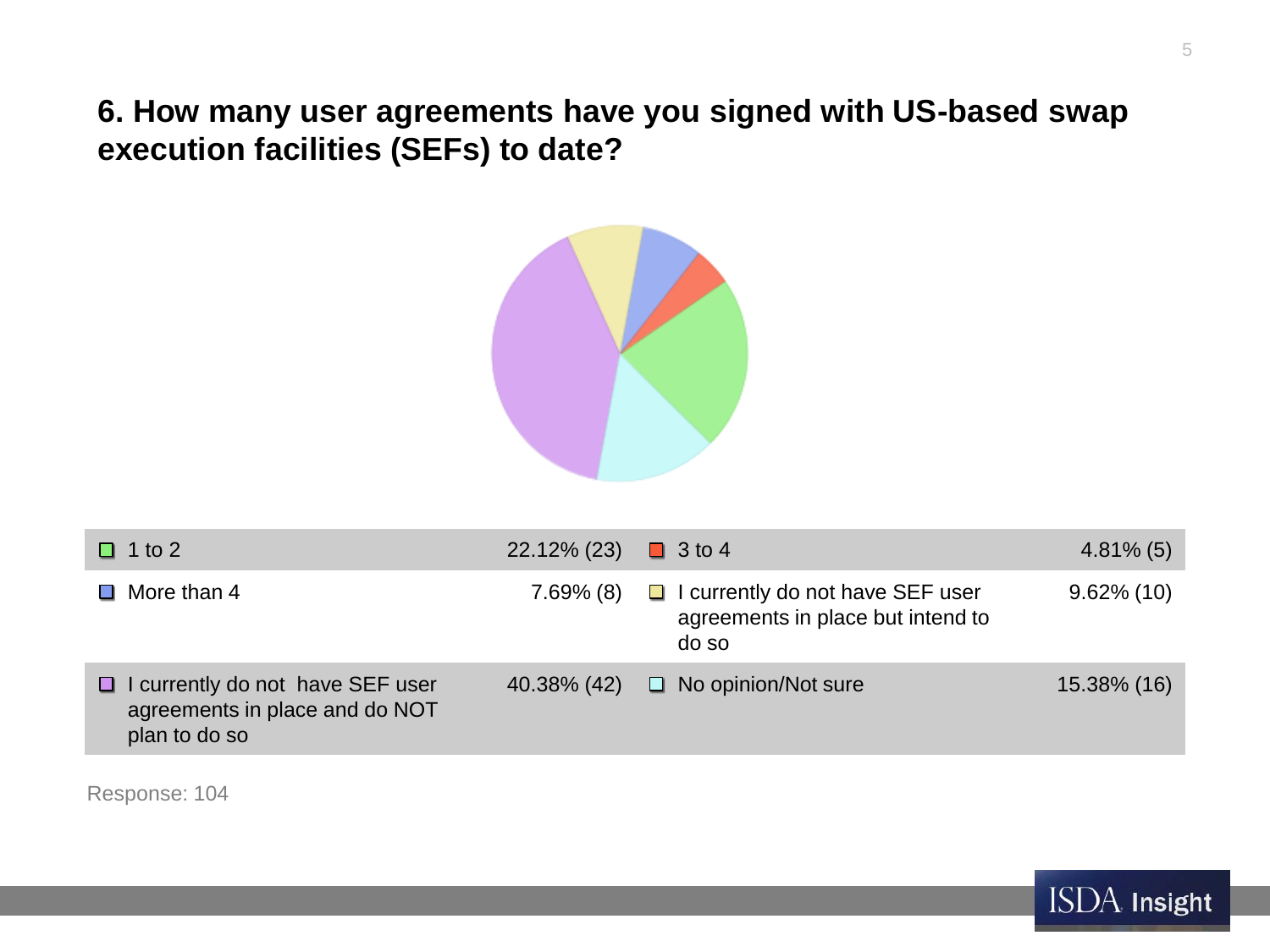## 6. How many user agreements have you signed with US-based swap execution facilities (SEFs) to date?

| Answer | Response | Answer | Response |
|---|---|---|---|
| 1 to 2 | 22.12% (23) | 3 to 4 | 4.81% (5) |
| More than 4 | 7.69% (8) | I currently do not have SEF user agreements in place but intend to do so | 9.62% (10) |
| I currently do not have SEF user agreements in place and do NOT plan to do so | 40.38% (42) | No opinion/Not sure | 15.38% (16) |

Response: 104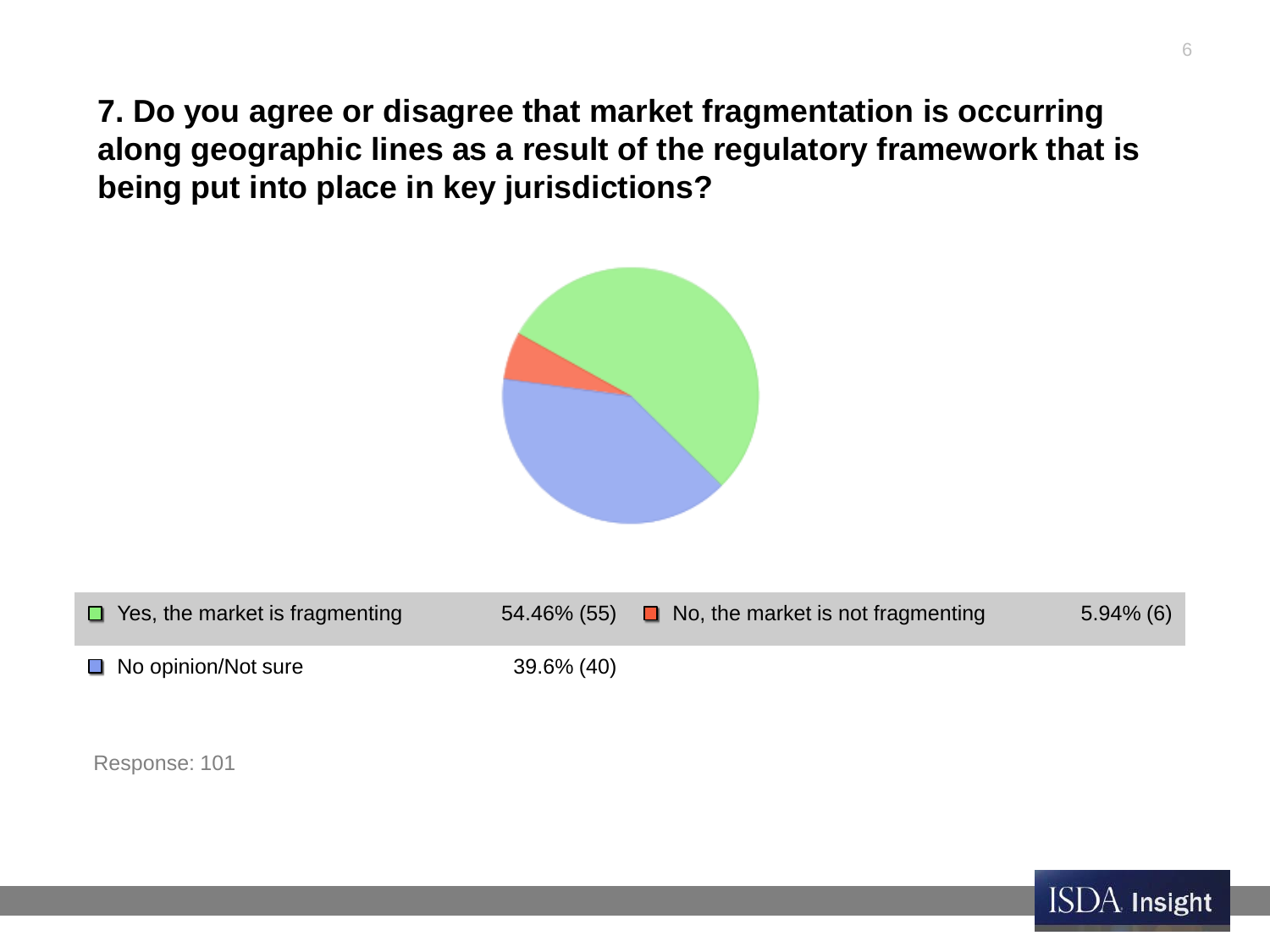## 7. Do you agree or disagree that market fragmentation is occurring along geographic lines as a result of the regulatory framework that is being put into place in key jurisdictions?

| Response | Percentage (Count) |
|---|---|
| Yes, the market is fragmenting | 54.46% (55) |
| No, the market is not fragmenting | 5.94% (6) |
| No opinion/Not sure | 39.6% (40) |

Response: 101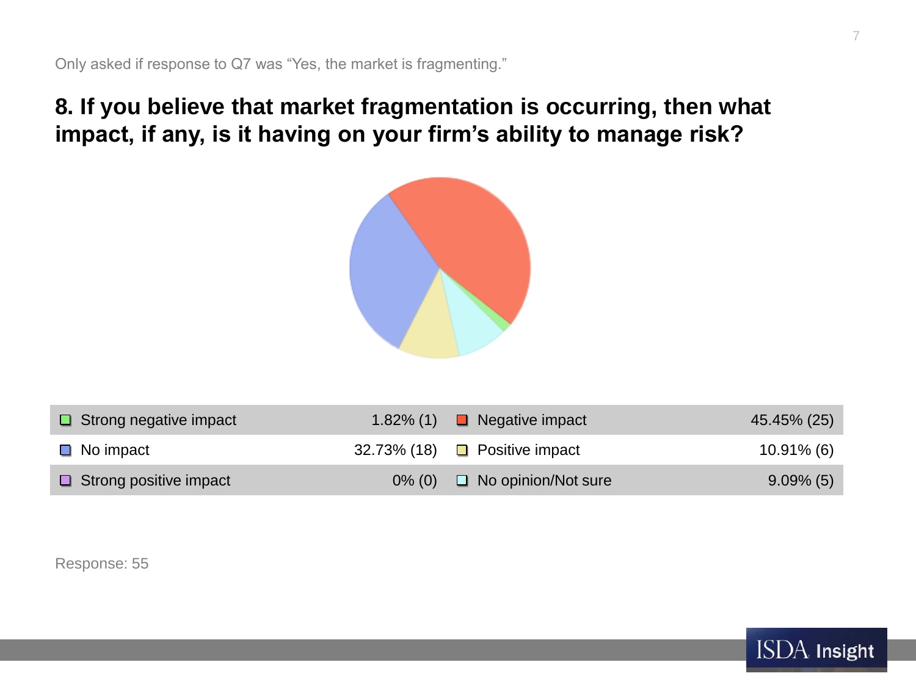Only asked if response to Q7 was “Yes, the market is fragmenting.”

## 8. If you believe that market fragmentation is occurring, then what impact, if any, is it having on your firm’s ability to manage risk?

| Response | Result | Response | Result |
|---|---|---|---|
| Strong negative impact | 1.82% (1) | Negative impact | 45.45% (25) |
| No impact | 32.73% (18) | Positive impact | 10.91% (6) |
| Strong positive impact | 0% (0) | No opinion/Not sure | 9.09% (5) |

Response: 55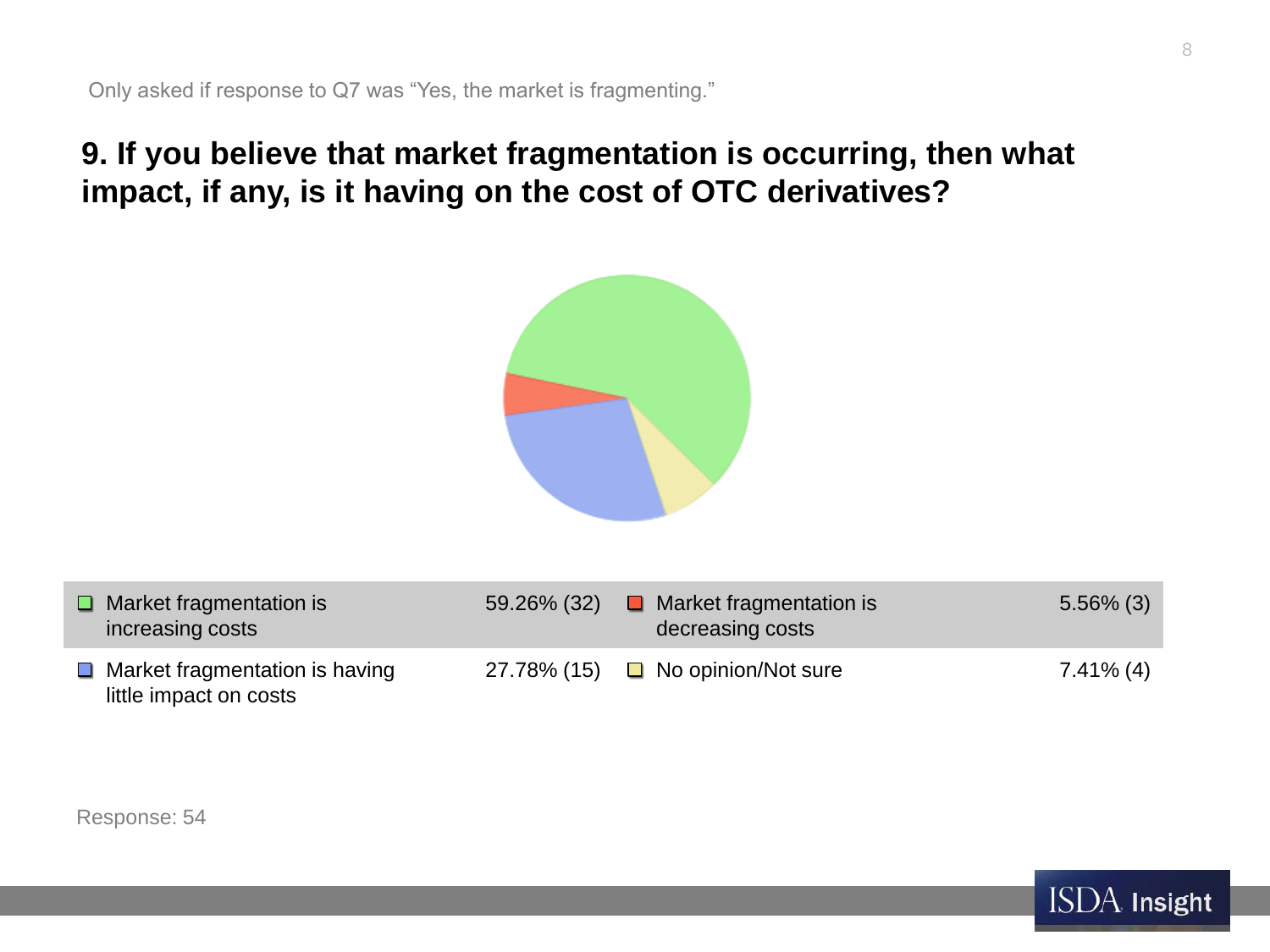Only asked if response to Q7 was "Yes, the market is fragmenting."

## 9. If you believe that market fragmentation is occurring, then what impact, if any, is it having on the cost of OTC derivatives?

| Response | Percentage (Count) | Response | Percentage (Count) |
|---|---|---|---|
| Market fragmentation is increasing costs | 59.26% (32) | Market fragmentation is decreasing costs | 5.56% (3) |
| Market fragmentation is having little impact on costs | 27.78% (15) | No opinion/Not sure | 7.41% (4) |

Response: 54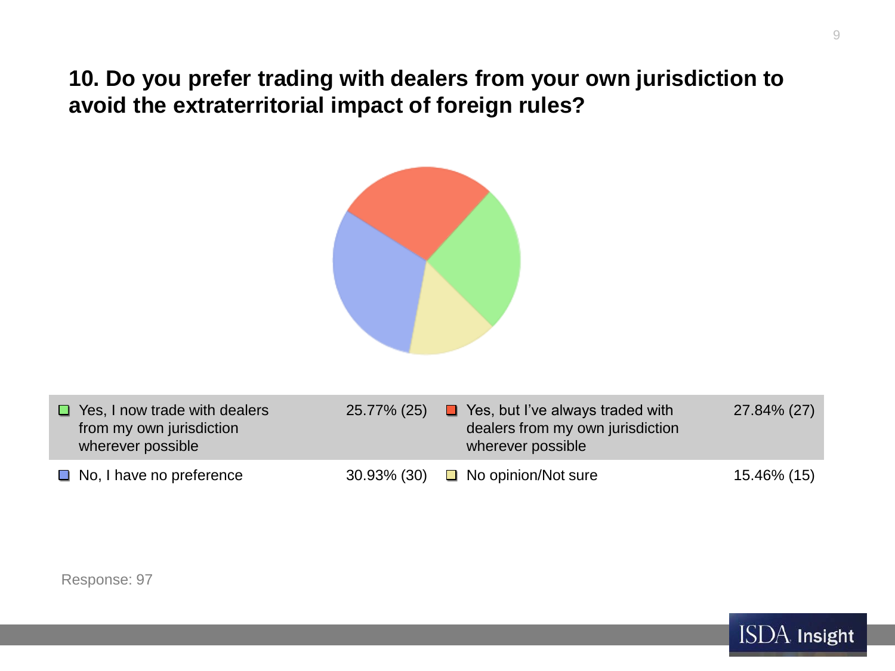## 10. Do you prefer trading with dealers from your own jurisdiction to avoid the extraterritorial impact of foreign rules?

| Response | Percentage (Count) | Response | Percentage (Count) |
| --- | --- | --- | --- |
| Yes, I now trade with dealers from my own jurisdiction wherever possible | 25.77% (25) | Yes, but I've always traded with dealers from my own jurisdiction wherever possible | 27.84% (27) |
| No, I have no preference | 30.93% (30) | No opinion/Not sure | 15.46% (15) |

Response: 97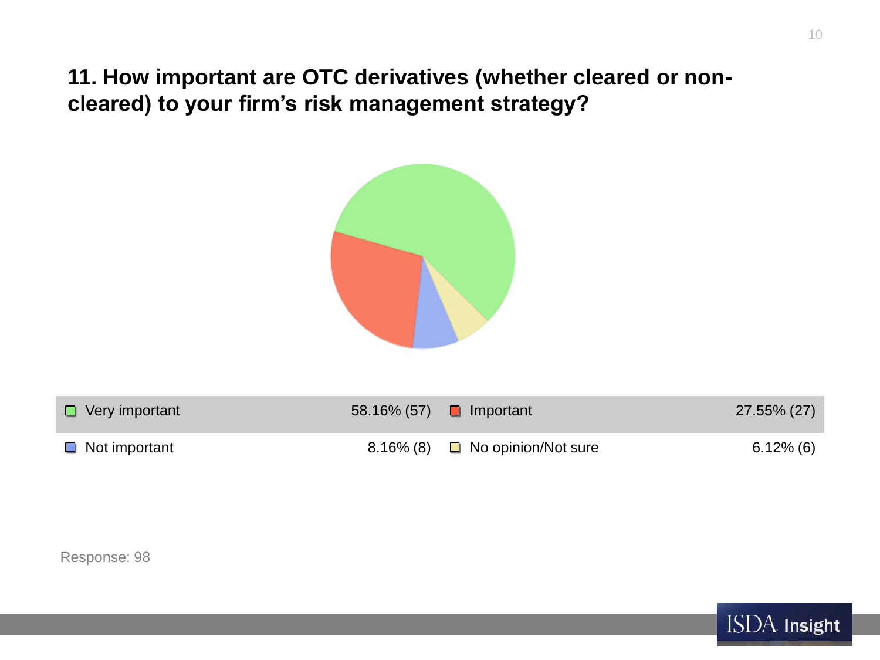## 11. How important are OTC derivatives (whether cleared or non-cleared) to your firm's risk management strategy?

| Response | Percentage (Count) | Response | Percentage (Count) |
|---|---|---|---|
| Very important | 58.16% (57) | Important | 27.55% (27) |
| Not important | 8.16% (8) | No opinion/Not sure | 6.12% (6) |

Response: 98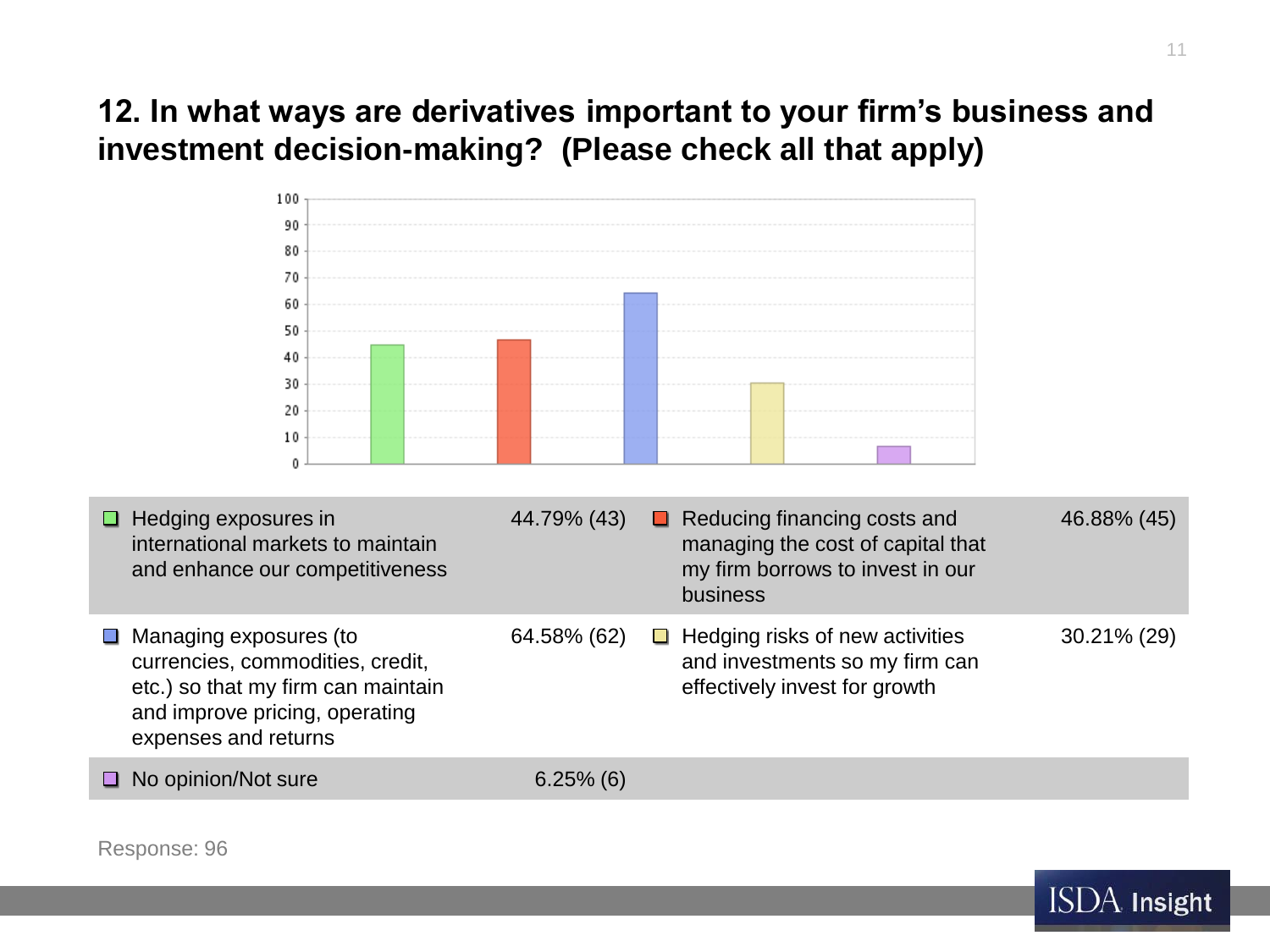## 12. In what ways are derivatives important to your firm's business and investment decision-making? (Please check all that apply)

| Response | Percentage (Count) |
|---|---|
| Hedging exposures in international markets to maintain and enhance our competitiveness | 44.79% (43) |
| Reducing financing costs and managing the cost of capital that my firm borrows to invest in our business | 46.88% (45) |
| Managing exposures (to currencies, commodities, credit, etc.) so that my firm can maintain and improve pricing, operating expenses and returns | 64.58% (62) |
| Hedging risks of new activities and investments so my firm can effectively invest for growth | 30.21% (29) |
| No opinion/Not sure | 6.25% (6) |

Response: 96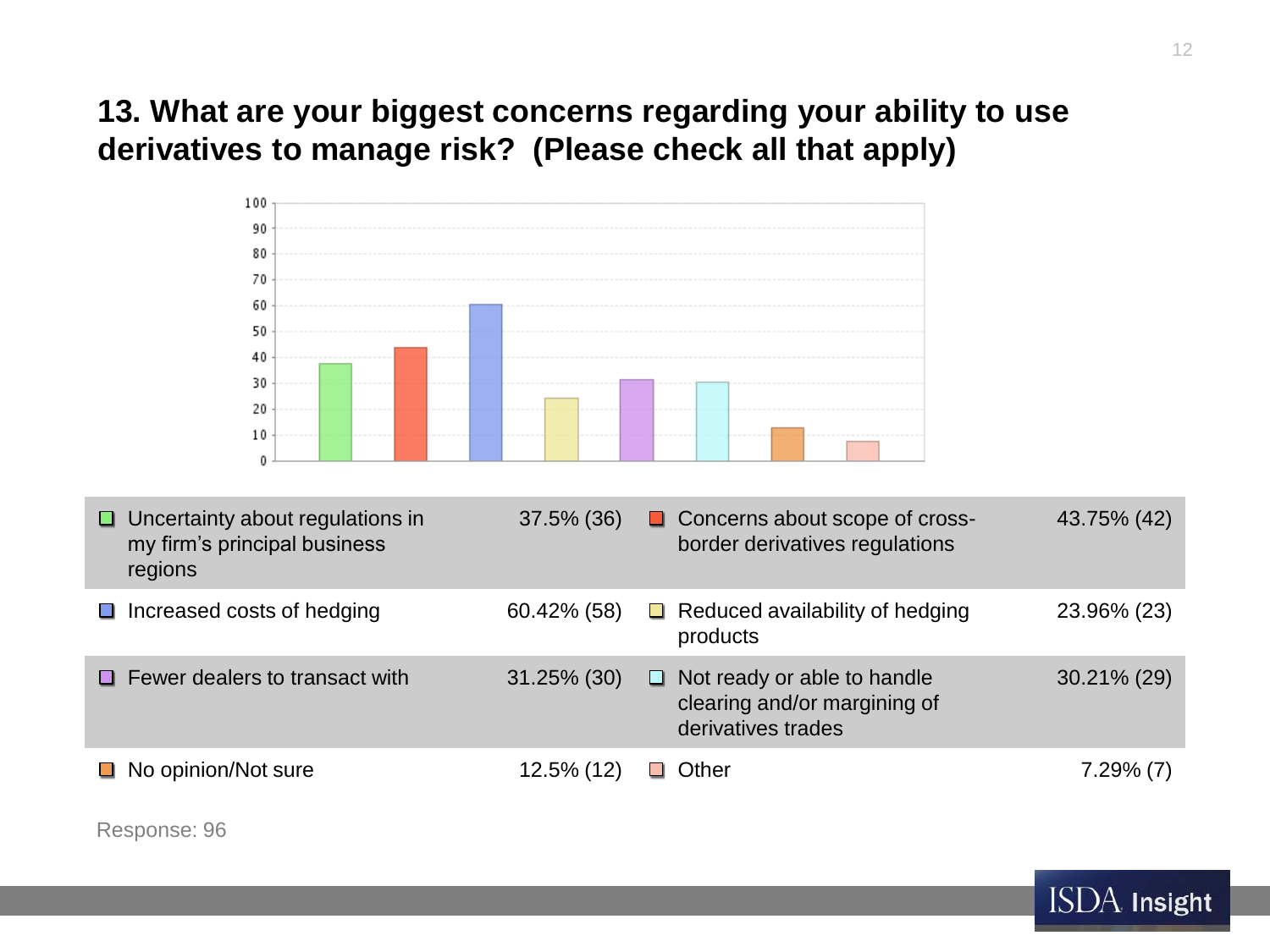## 13. What are your biggest concerns regarding your ability to use derivatives to manage risk? (Please check all that apply)

| Response | Percent (Count) | Response | Percent (Count) |
|---|---|---|---|
| Uncertainty about regulations in my firm's principal business regions | 37.5% (36) | Concerns about scope of cross-border derivatives regulations | 43.75% (42) |
| Increased costs of hedging | 60.42% (58) | Reduced availability of hedging products | 23.96% (23) |
| Fewer dealers to transact with | 31.25% (30) | Not ready or able to handle clearing and/or margining of derivatives trades | 30.21% (29) |
| No opinion/Not sure | 12.5% (12) | Other | 7.29% (7) |

Response: 96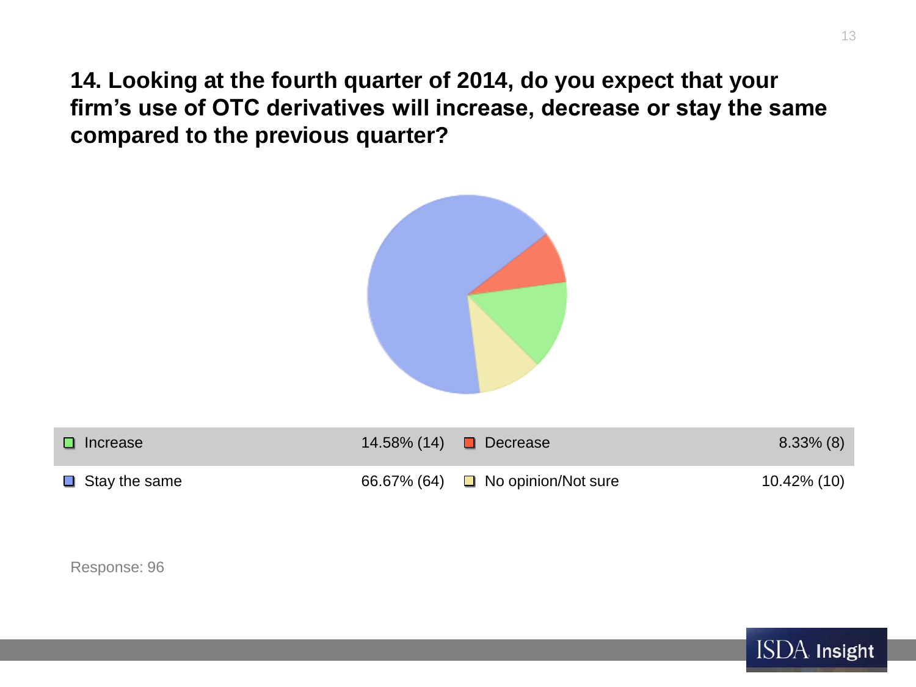**14. Looking at the fourth quarter of 2014, do you expect that your firm's use of OTC derivatives will increase, decrease or stay the same compared to the previous quarter?**

| | | | |
|---|---|---|---|
| Increase | 14.58% (14) | Decrease | 8.33% (8) |
| Stay the same | 66.67% (64) | No opinion/Not sure | 10.42% (10) |

Response: 96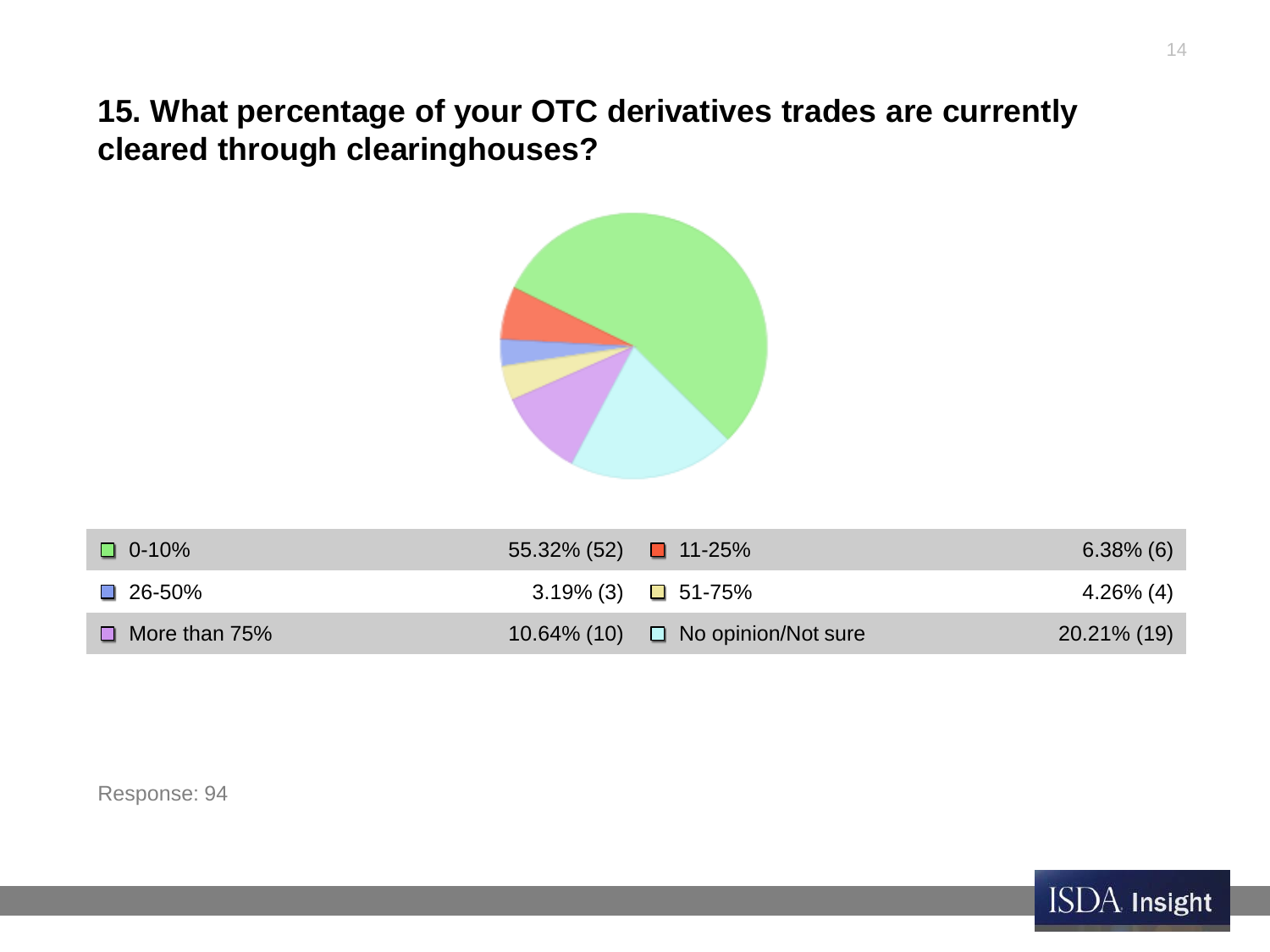## 15. What percentage of your OTC derivatives trades are currently cleared through clearinghouses?

| Response | Percentage (Count) | Response | Percentage (Count) |
|---|---|---|---|
| 0-10% | 55.32% (52) | 11-25% | 6.38% (6) |
| 26-50% | 3.19% (3) | 51-75% | 4.26% (4) |
| More than 75% | 10.64% (10) | No opinion/Not sure | 20.21% (19) |

Response: 94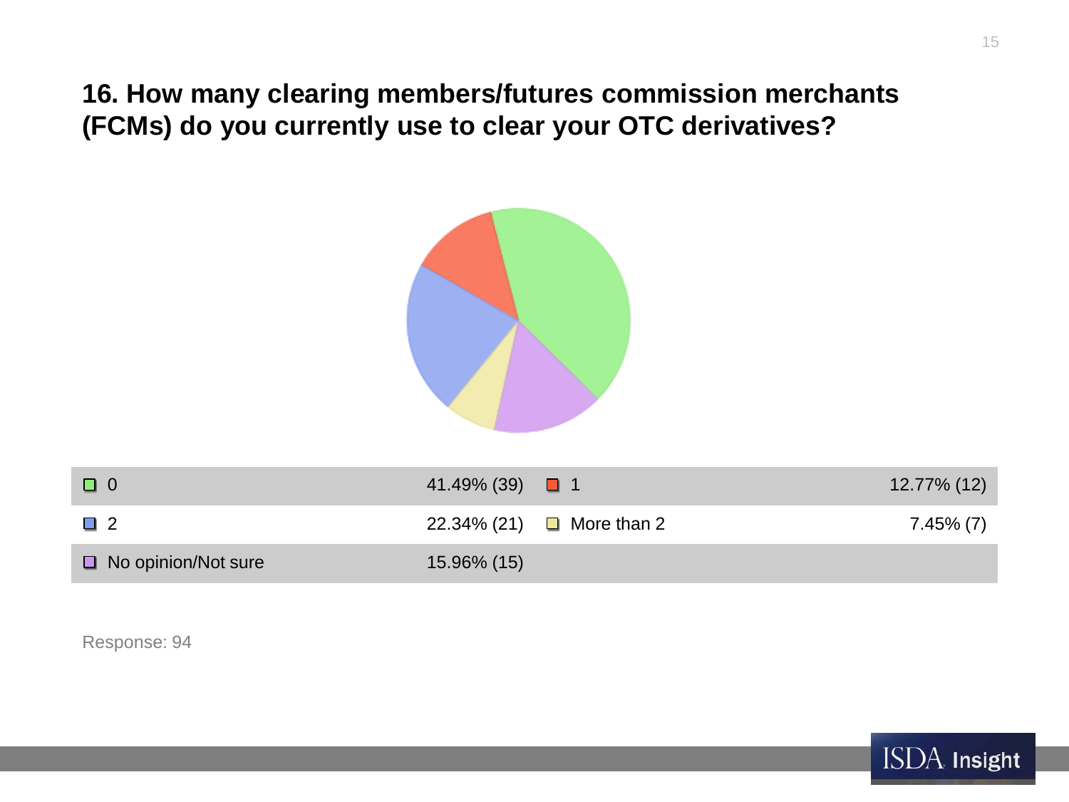## 16. How many clearing members/futures commission merchants (FCMs) do you currently use to clear your OTC derivatives?

| Answer | Response | Answer | Response |
| --- | --- | --- | --- |
| 0 | 41.49% (39) | 1 | 12.77% (12) |
| 2 | 22.34% (21) | More than 2 | 7.45% (7) |
| No opinion/Not sure | 15.96% (15) | | |

Response: 94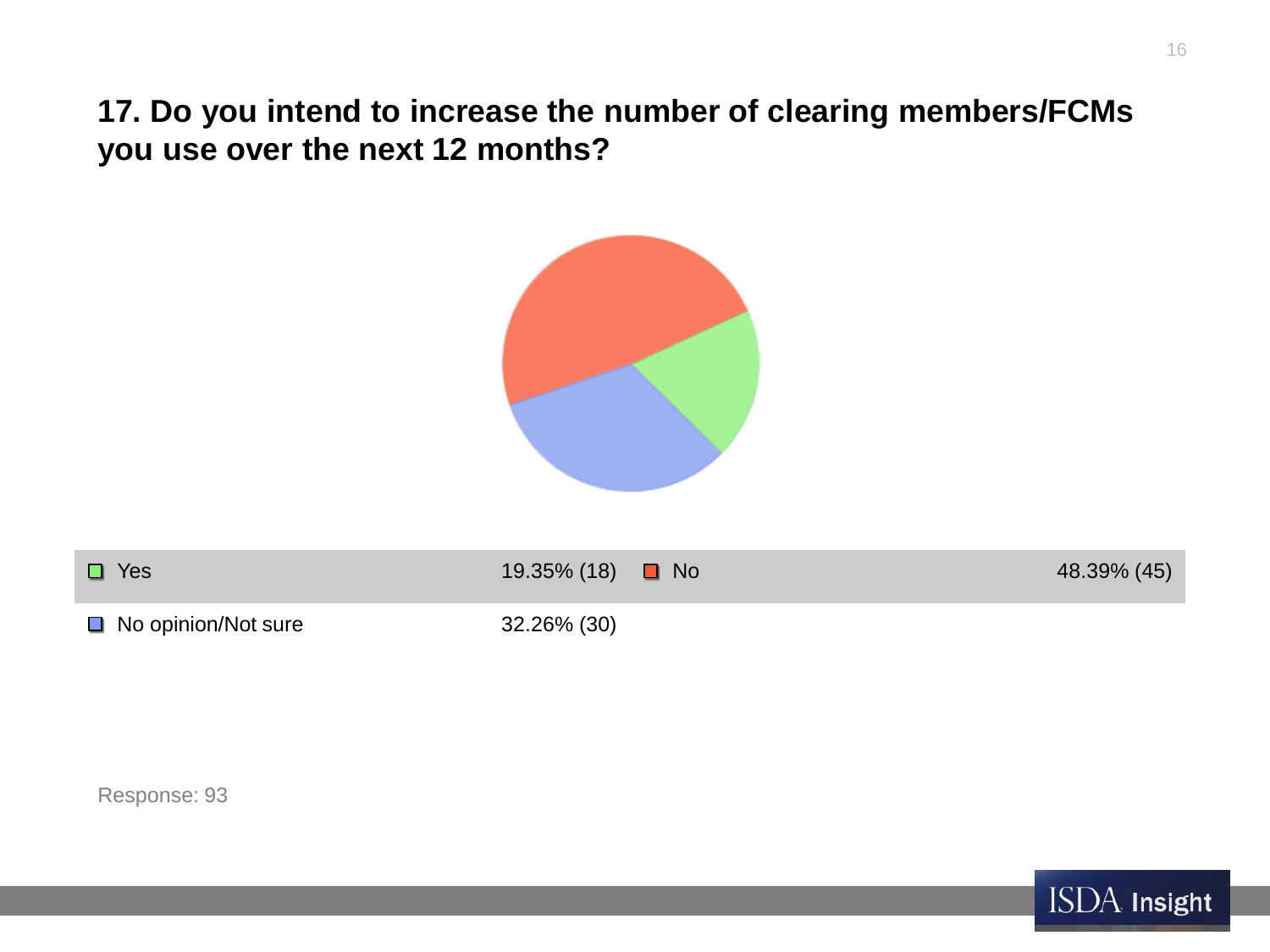## 17. Do you intend to increase the number of clearing members/FCMs you use over the next 12 months?

| Response | Percentage (Count) |
|---|---|
| Yes | 19.35% (18) |
| No | 48.39% (45) |
| No opinion/Not sure | 32.26% (30) |

Response: 93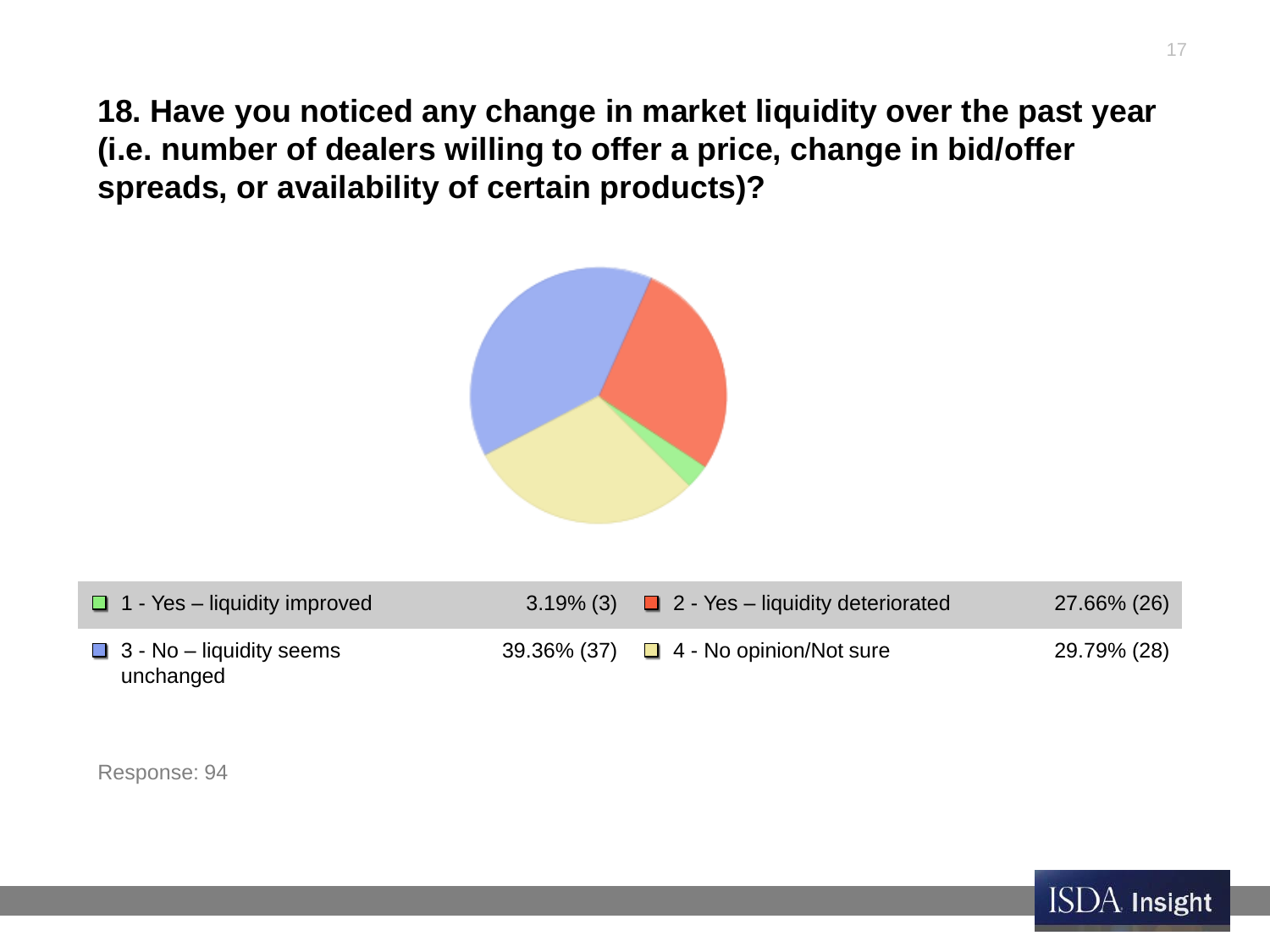## 18. Have you noticed any change in market liquidity over the past year (i.e. number of dealers willing to offer a price, change in bid/offer spreads, or availability of certain products)?

| | | | |
|---|---|---|---|
| 1 - Yes – liquidity improved | 3.19% (3) | 2 - Yes – liquidity deteriorated | 27.66% (26) |
| 3 - No – liquidity seems unchanged | 39.36% (37) | 4 - No opinion/Not sure | 29.79% (28) |

Response: 94